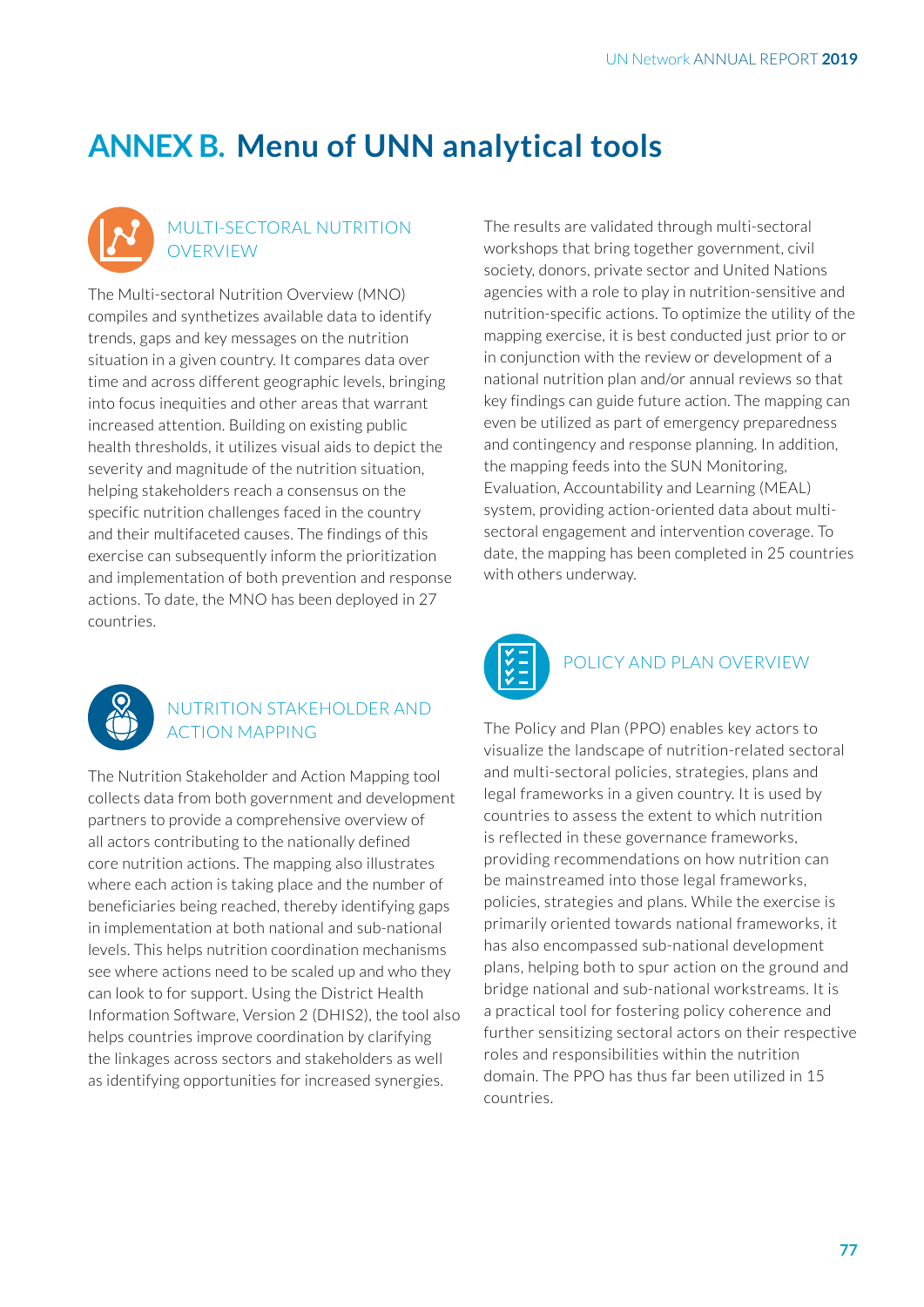# ANNEX B. Menu of UNN analytical tools

## MULTI-SECTORAL NUTRITION OVERVIEW

The Multi-sectoral Nutrition Overview (MNO) compiles and synthetizes available data to identify trends, gaps and key messages on the nutrition situation in a given country. It compares data over time and across different geographic levels, bringing into focus inequities and other areas that warrant increased attention. Building on existing public health thresholds, it utilizes visual aids to depict the severity and magnitude of the nutrition situation, helping stakeholders reach a consensus on the specific nutrition challenges faced in the country and their multifaceted causes. The findings of this exercise can subsequently inform the prioritization and implementation of both prevention and response actions. To date, the MNO has been deployed in 27 countries.

## NUTRITION STAKEHOLDER AND ACTION MAPPING

The Nutrition Stakeholder and Action Mapping tool collects data from both government and development partners to provide a comprehensive overview of all actors contributing to the nationally defined core nutrition actions. The mapping also illustrates where each action is taking place and the number of beneficiaries being reached, thereby identifying gaps in implementation at both national and sub-national levels. This helps nutrition coordination mechanisms see where actions need to be scaled up and who they can look to for support. Using the District Health Information Software, Version 2 (DHIS2), the tool also helps countries improve coordination by clarifying the linkages across sectors and stakeholders as well as identifying opportunities for increased synergies.

The results are validated through multi-sectoral workshops that bring together government, civil society, donors, private sector and United Nations agencies with a role to play in nutrition-sensitive and nutrition-specific actions. To optimize the utility of the mapping exercise, it is best conducted just prior to or in conjunction with the review or development of a national nutrition plan and/or annual reviews so that key findings can guide future action. The mapping can even be utilized as part of emergency preparedness and contingency and response planning. In addition, the mapping feeds into the SUN Monitoring, Evaluation, Accountability and Learning (MEAL) system, providing action-oriented data about multi-sectoral engagement and intervention coverage. To date, the mapping has been completed in 25 countries with others underway.

## POLICY AND PLAN OVERVIEW

The Policy and Plan (PPO) enables key actors to visualize the landscape of nutrition-related sectoral and multi-sectoral policies, strategies, plans and legal frameworks in a given country. It is used by countries to assess the extent to which nutrition is reflected in these governance frameworks, providing recommendations on how nutrition can be mainstreamed into those legal frameworks, policies, strategies and plans. While the exercise is primarily oriented towards national frameworks, it has also encompassed sub-national development plans, helping both to spur action on the ground and bridge national and sub-national workstreams. It is a practical tool for fostering policy coherence and further sensitizing sectoral actors on their respective roles and responsibilities within the nutrition domain. The PPO has thus far been utilized in 15 countries.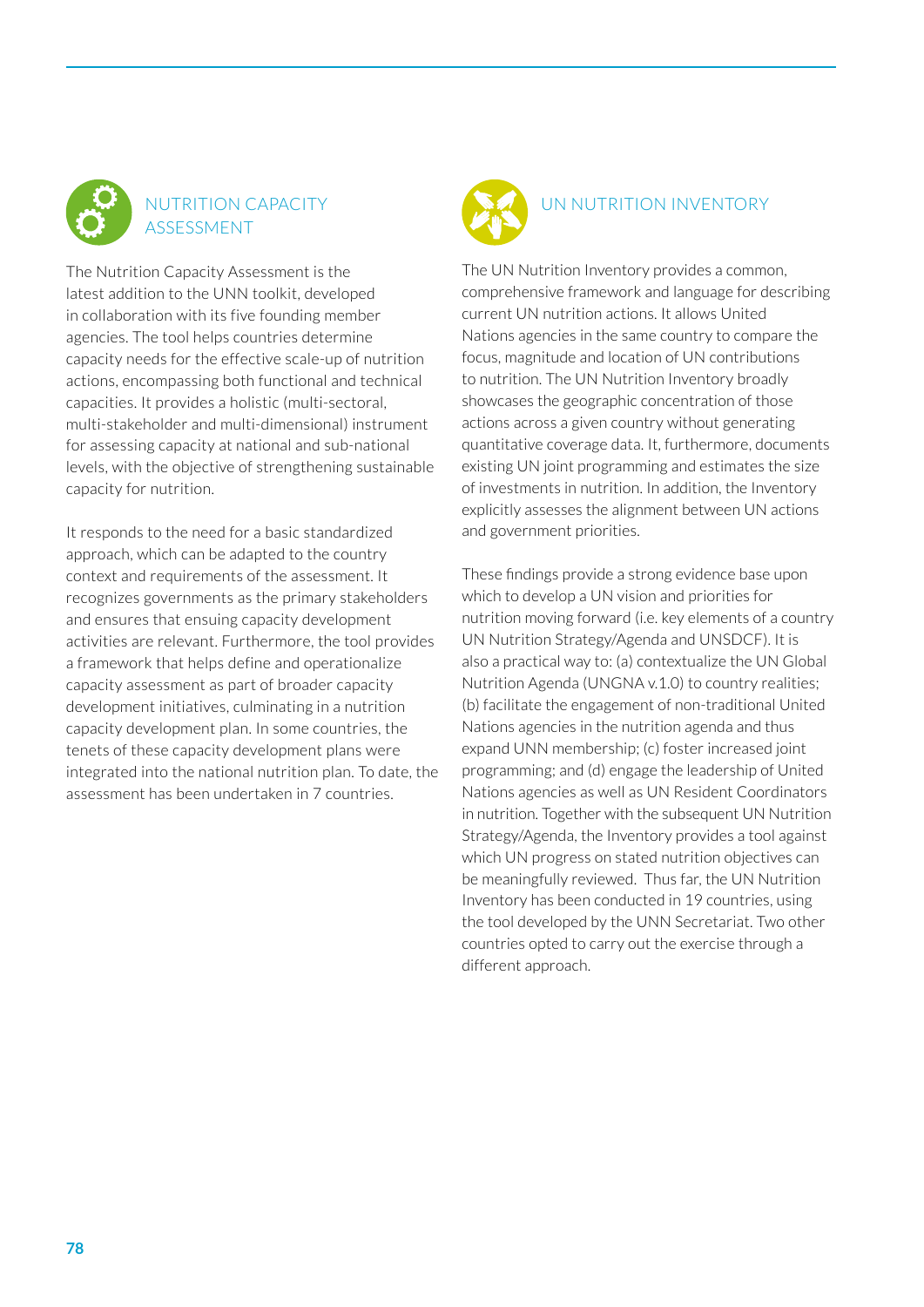## NUTRITION CAPACITY ASSESSMENT

The Nutrition Capacity Assessment is the latest addition to the UNN toolkit, developed in collaboration with its five founding member agencies. The tool helps countries determine capacity needs for the effective scale-up of nutrition actions, encompassing both functional and technical capacities. It provides a holistic (multi-sectoral, multi-stakeholder and multi-dimensional) instrument for assessing capacity at national and sub-national levels, with the objective of strengthening sustainable capacity for nutrition.

It responds to the need for a basic standardized approach, which can be adapted to the country context and requirements of the assessment. It recognizes governments as the primary stakeholders and ensures that ensuing capacity development activities are relevant. Furthermore, the tool provides a framework that helps define and operationalize capacity assessment as part of broader capacity development initiatives, culminating in a nutrition capacity development plan. In some countries, the tenets of these capacity development plans were integrated into the national nutrition plan. To date, the assessment has been undertaken in 7 countries.

## UN NUTRITION INVENTORY

The UN Nutrition Inventory provides a common, comprehensive framework and language for describing current UN nutrition actions. It allows United Nations agencies in the same country to compare the focus, magnitude and location of UN contributions to nutrition. The UN Nutrition Inventory broadly showcases the geographic concentration of those actions across a given country without generating quantitative coverage data. It, furthermore, documents existing UN joint programming and estimates the size of investments in nutrition. In addition, the Inventory explicitly assesses the alignment between UN actions and government priorities.

These findings provide a strong evidence base upon which to develop a UN vision and priorities for nutrition moving forward (i.e. key elements of a country UN Nutrition Strategy/Agenda and UNSDCF). It is also a practical way to: (a) contextualize the UN Global Nutrition Agenda (UNGNA v.1.0) to country realities; (b) facilitate the engagement of non-traditional United Nations agencies in the nutrition agenda and thus expand UNN membership; (c) foster increased joint programming; and (d) engage the leadership of United Nations agencies as well as UN Resident Coordinators in nutrition. Together with the subsequent UN Nutrition Strategy/Agenda, the Inventory provides a tool against which UN progress on stated nutrition objectives can be meaningfully reviewed. Thus far, the UN Nutrition Inventory has been conducted in 19 countries, using the tool developed by the UNN Secretariat. Two other countries opted to carry out the exercise through a different approach.